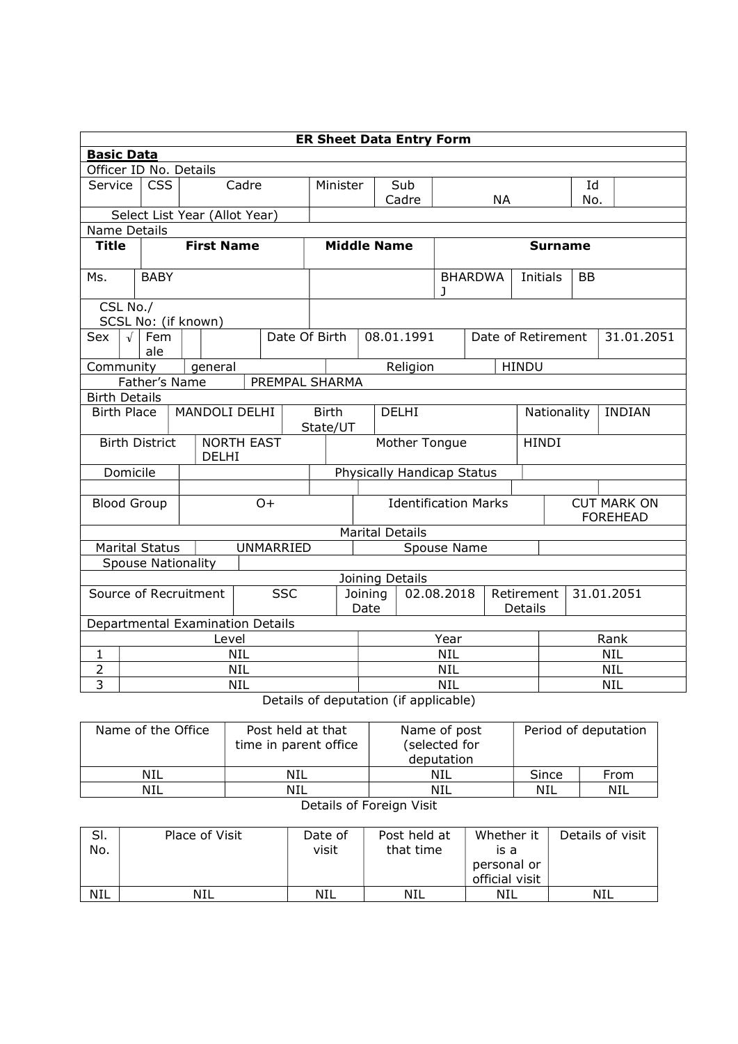**ER Sheet Data Entry Form**

**Basic Data**

Officer ID No. Details

| Service | CSS | Cadre | Minister | Sub Cadre | NA | Id No. | |
|---|---|---|---|---|---|---|---|

| Select List Year (Allot Year) | |
|---|---|

Name Details

| Title | First Name | Middle Name | Surname | | |
|---|---|---|---|---|---|
| Ms. | BABY | | BHARDWAJ | Initials | BB |

| CSL No./ SCSL No: (if known) | |
|---|---|

| Sex | √ | Female | | | Date Of Birth | 08.01.1991 | Date of Retirement | 31.01.2051 |
|---|---|---|---|---|---|---|---|---|

| Community | general | Religion | HINDU |
|---|---|---|---|
| Father's Name | PREMPAL SHARMA | | |

Birth Details

| Birth Place | MANDOLI DELHI | Birth State/UT | DELHI | Nationality | INDIAN |
|---|---|---|---|---|---|
| Birth District | NORTH EAST DELHI | Mother Tongue | HINDI | | |
| Domicile | | Physically Handicap Status | | | |
| Blood Group | O+ | Identification Marks | CUT MARK ON FOREHEAD | | |

Marital Details

| Marital Status | UNMARRIED | Spouse Name | |
|---|---|---|---|
| Spouse Nationality | | | |

Joining Details

| Source of Recruitment | SSC | Joining Date | 02.08.2018 | Retirement Details | 31.01.2051 |
|---|---|---|---|---|---|

Departmental Examination Details

| | Level | Year | Rank |
|---|---|---|---|
| 1 | NIL | NIL | NIL |
| 2 | NIL | NIL | NIL |
| 3 | NIL | NIL | NIL |

Details of deputation (if applicable)

| Name of the Office | Post held at that time in parent office | Name of post (selected for deputation | Period of deputation | |
|---|---|---|---|---|
| NIL | NIL | NIL | Since | From |
| NIL | NIL | NIL | NIL | NIL |

Details of Foreign Visit

| Sl. No. | Place of Visit | Date of visit | Post held at that time | Whether it is a personal or official visit | Details of visit |
|---|---|---|---|---|---|
| NIL | NIL | NIL | NIL | NIL | NIL |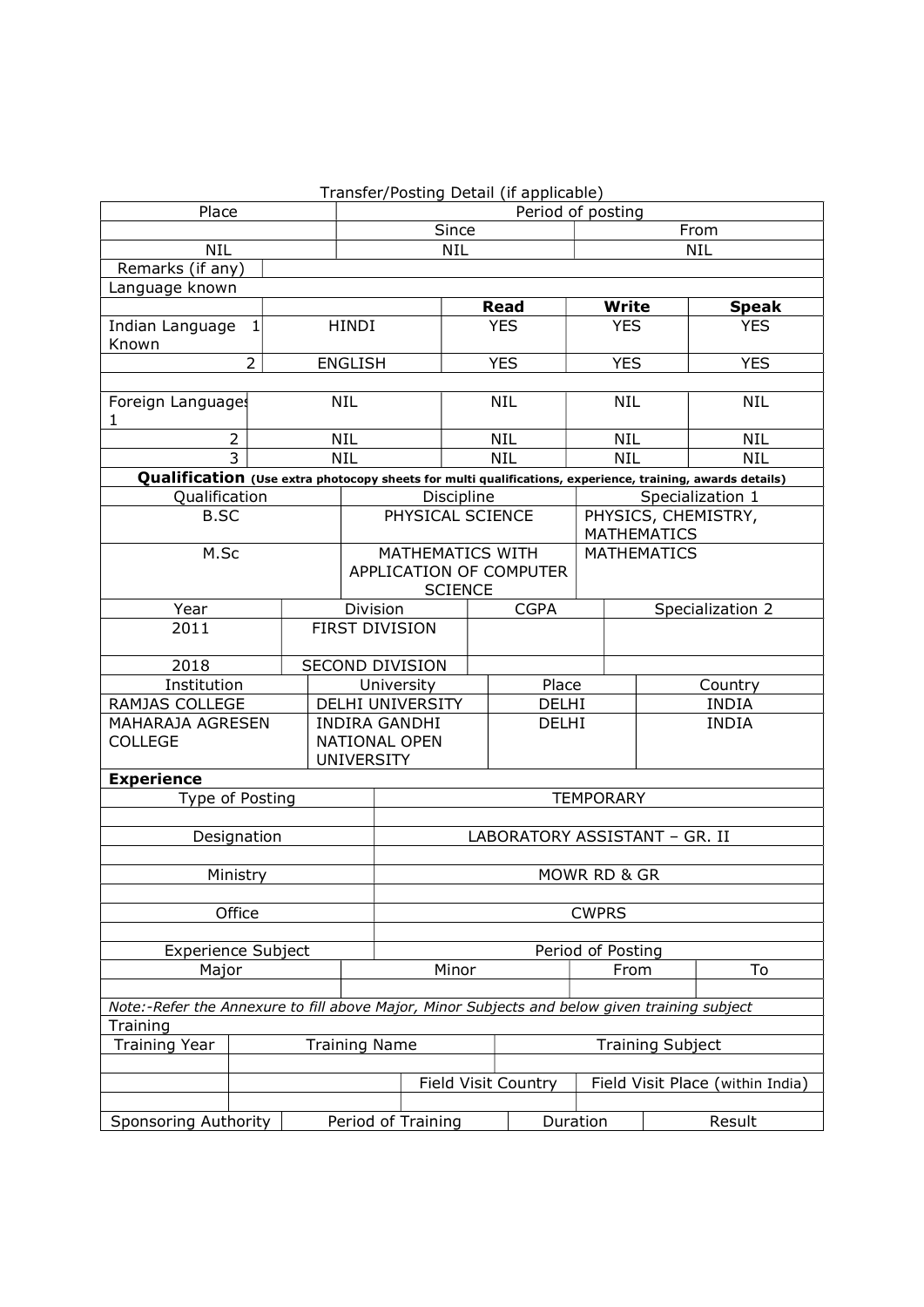Transfer/Posting Detail (if applicable)

| Place | Period of posting | |
|---|---|---|
| | Since | From |
| NIL | NIL | NIL |
| Remarks (if any) | | |

Language known

| | | Read | Write | Speak |
|---|---|---|---|---|
| Indian Language Known 1 | HINDI | YES | YES | YES |
| 2 | ENGLISH | YES | YES | YES |
| | | | | |
| Foreign Languages 1 | NIL | NIL | NIL | NIL |
| 2 | NIL | NIL | NIL | NIL |
| 3 | NIL | NIL | NIL | NIL |

**Qualification** **(Use extra photocopy sheets for multi qualifications, experience, training, awards details)**

| Qualification | Discipline | Specialization 1 |
|---|---|---|
| B.SC | PHYSICAL SCIENCE | PHYSICS, CHEMISTRY, MATHEMATICS |
| M.Sc | MATHEMATICS WITH APPLICATION OF COMPUTER SCIENCE | MATHEMATICS |

| Year | Division | CGPA | Specialization 2 |
|---|---|---|---|
| 2011 | FIRST DIVISION | | |
| 2018 | SECOND DIVISION | | |

| Institution | University | Place | Country |
|---|---|---|---|
| RAMJAS COLLEGE | DELHI UNIVERSITY | DELHI | INDIA |
| MAHARAJA AGRESEN COLLEGE | INDIRA GANDHI NATIONAL OPEN UNIVERSITY | DELHI | INDIA |

**Experience**

| Type of Posting | TEMPORARY |
|---|---|
| | |
| Designation | LABORATORY ASSISTANT – GR. II |
| | |
| Ministry | MOWR RD & GR |
| | |
| Office | CWPRS |
| | |

| Experience Subject | | Period of Posting | |
|---|---|---|---|
| Major | Minor | From | To |
| | | | |

*Note:-Refer the Annexure to fill above Major, Minor Subjects and below given training subject*

Training

| Training Year | Training Name | | Training Subject |
|---|---|---|---|
| | | | |
| | | Field Visit Country | Field Visit Place (within India) |
| | | | |

| Sponsoring Authority | Period of Training | Duration | Result |
|---|---|---|---|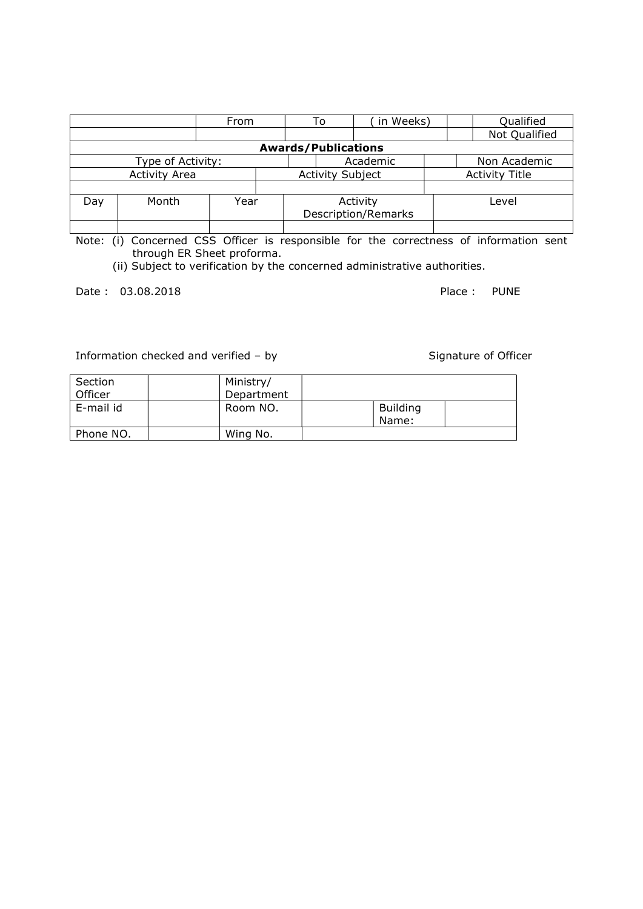| | From | To | ( in Weeks) | | Qualified |
|---|---|---|---|---|---|
| | | | | | Not Qualified |

**Awards/Publications**

| Type of Activity: | | Academic | | Non Academic |
|---|---|---|---|---|

| Activity Area | Activity Subject | Activity Title |
|---|---|---|
| | | |

| Day | Month | Year | Activity Description/Remarks | Level |
|---|---|---|---|---|
| | | | | |

Note: (i) Concerned CSS Officer is responsible for the correctness of information sent through ER Sheet proforma.

(ii) Subject to verification by the concerned administrative authorities.

Date : 03.08.2018 Place : PUNE

Information checked and verified – by Signature of Officer

| Section Officer | | Ministry/ Department | | | |
|---|---|---|---|---|---|
| E-mail id | | Room NO. | | Building Name: | |
| Phone NO. | | Wing No. | | | |